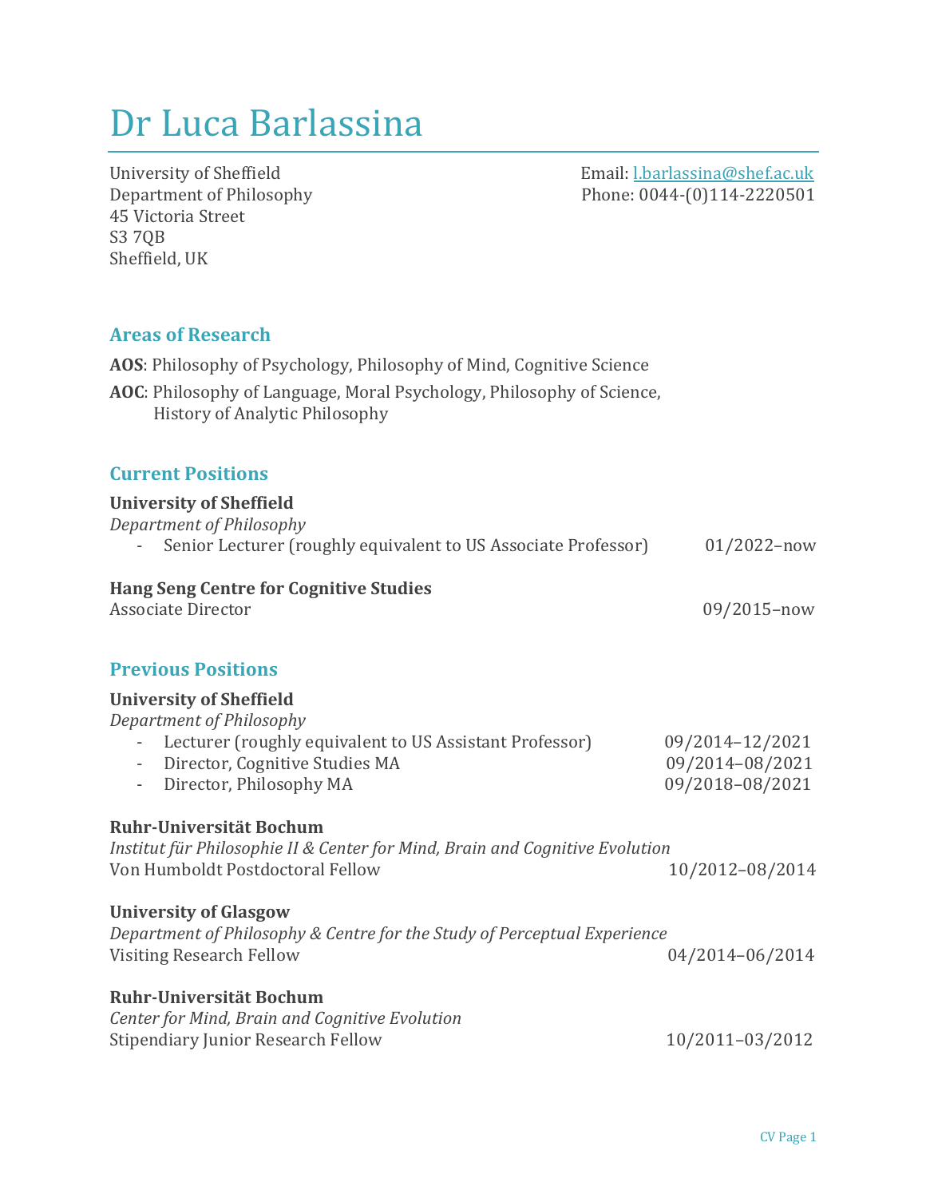# Dr Luca Barlassina

University of Sheffield
Department of Philosophy
45 Victoria Street
S3 7QB
Sheffield, UK

Email: l.barlassina@shef.ac.uk
Phone: 0044-(0)114-2220501

## Areas of Research

**AOS**: Philosophy of Psychology, Philosophy of Mind, Cognitive Science

**AOC**: Philosophy of Language, Moral Psychology, Philosophy of Science, History of Analytic Philosophy

## Current Positions

**University of Sheffield**
*Department of Philosophy*

- Senior Lecturer (roughly equivalent to US Associate Professor) 01/2022–now

**Hang Seng Centre for Cognitive Studies**
Associate Director 09/2015–now

## Previous Positions

**University of Sheffield**
*Department of Philosophy*

- Lecturer (roughly equivalent to US Assistant Professor) 09/2014–12/2021
- Director, Cognitive Studies MA 09/2014–08/2021
- Director, Philosophy MA 09/2018–08/2021

**Ruhr-Universität Bochum**
*Institut für Philosophie II & Center for Mind, Brain and Cognitive Evolution*
Von Humboldt Postdoctoral Fellow 10/2012–08/2014

**University of Glasgow**
*Department of Philosophy & Centre for the Study of Perceptual Experience*
Visiting Research Fellow 04/2014–06/2014

**Ruhr-Universität Bochum**
*Center for Mind, Brain and Cognitive Evolution*
Stipendiary Junior Research Fellow 10/2011–03/2012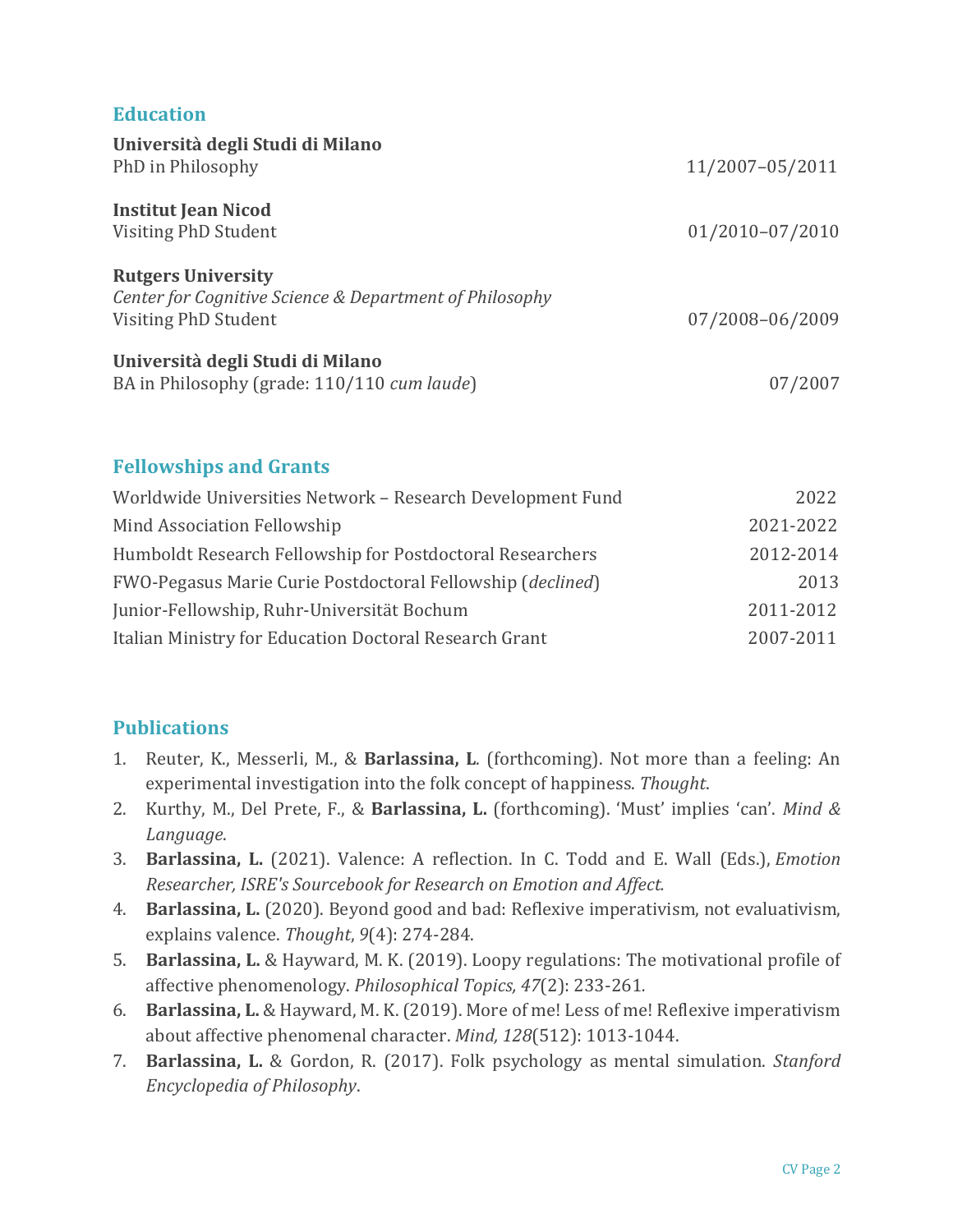## Education

**Università degli Studi di Milano**
PhD in Philosophy — 11/2007–05/2011

**Institut Jean Nicod**
Visiting PhD Student — 01/2010–07/2010

**Rutgers University**
*Center for Cognitive Science & Department of Philosophy*
Visiting PhD Student — 07/2008–06/2009

**Università degli Studi di Milano**
BA in Philosophy (grade: 110/110 *cum laude*) — 07/2007

## Fellowships and Grants

| | |
|---|---|
| Worldwide Universities Network – Research Development Fund | 2022 |
| Mind Association Fellowship | 2021-2022 |
| Humboldt Research Fellowship for Postdoctoral Researchers | 2012-2014 |
| FWO-Pegasus Marie Curie Postdoctoral Fellowship (*declined*) | 2013 |
| Junior-Fellowship, Ruhr-Universität Bochum | 2011-2012 |
| Italian Ministry for Education Doctoral Research Grant | 2007-2011 |

## Publications

1. Reuter, K., Messerli, M., & **Barlassina, L**. (forthcoming). Not more than a feeling: An experimental investigation into the folk concept of happiness. *Thought*.
2. Kurthy, M., Del Prete, F., & **Barlassina, L.** (forthcoming). 'Must' implies 'can'. *Mind & Language*.
3. **Barlassina, L.** (2021). Valence: A reflection. In C. Todd and E. Wall (Eds.), *Emotion Researcher, ISRE's Sourcebook for Research on Emotion and Affect.*
4. **Barlassina, L.** (2020). Beyond good and bad: Reflexive imperativism, not evaluativism, explains valence. *Thought*, *9*(4): 274-284.
5. **Barlassina, L.** & Hayward, M. K. (2019). Loopy regulations: The motivational profile of affective phenomenology. *Philosophical Topics, 47*(2): 233-261.
6. **Barlassina, L.** & Hayward, M. K. (2019). More of me! Less of me! Reflexive imperativism about affective phenomenal character. *Mind, 128*(512): 1013-1044.
7. **Barlassina, L.** & Gordon, R. (2017). Folk psychology as mental simulation. *Stanford Encyclopedia of Philosophy*.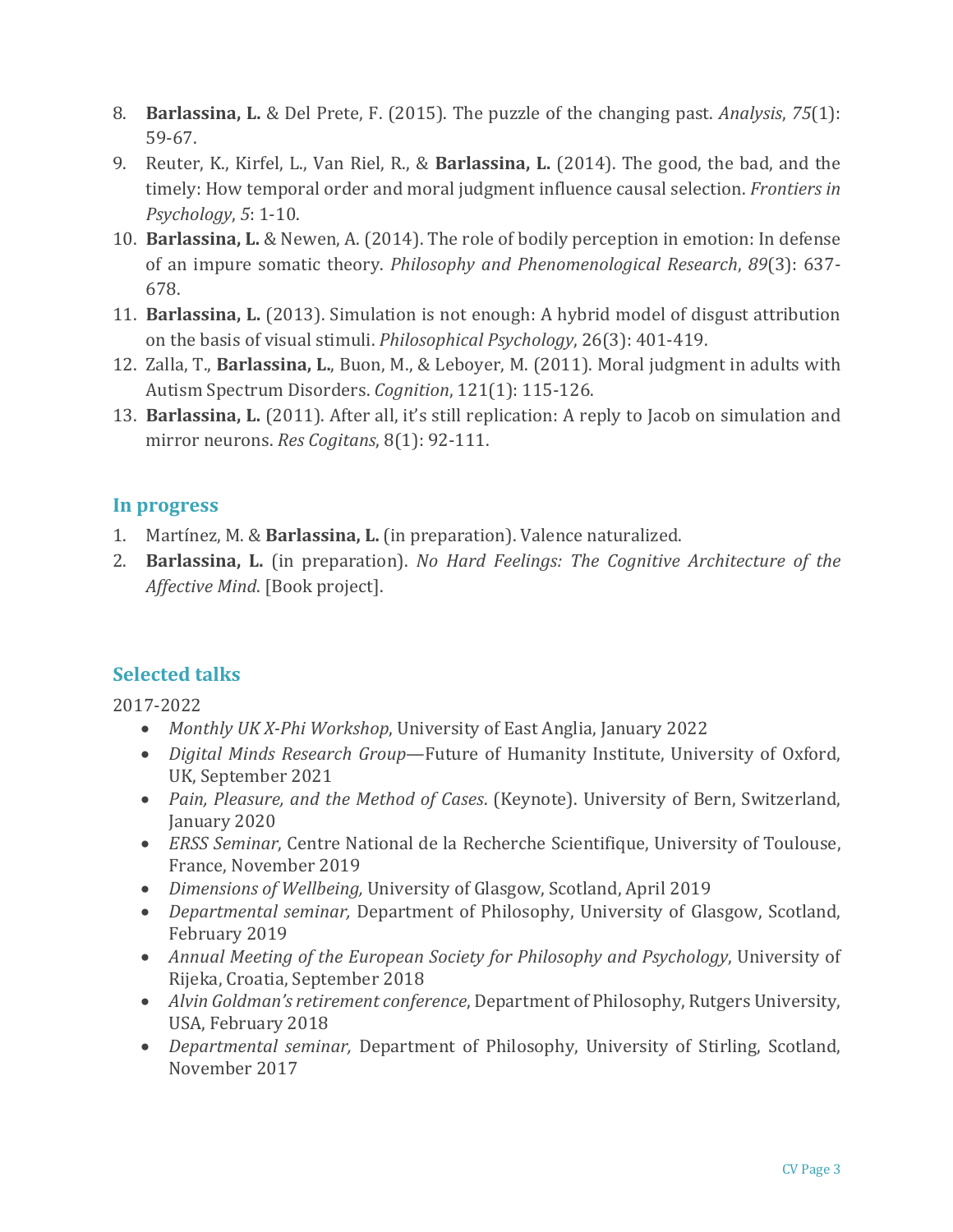8. **Barlassina, L.** & Del Prete, F. (2015). The puzzle of the changing past. *Analysis*, *75*(1): 59-67.
9. Reuter, K., Kirfel, L., Van Riel, R., & **Barlassina, L.** (2014). The good, the bad, and the timely: How temporal order and moral judgment influence causal selection. *Frontiers in Psychology*, *5*: 1-10.
10. **Barlassina, L.** & Newen, A. (2014). The role of bodily perception in emotion: In defense of an impure somatic theory. *Philosophy and Phenomenological Research*, *89*(3): 637-678.
11. **Barlassina, L.** (2013). Simulation is not enough: A hybrid model of disgust attribution on the basis of visual stimuli. *Philosophical Psychology*, 26(3): 401-419.
12. Zalla, T., **Barlassina, L.**, Buon, M., & Leboyer, M. (2011). Moral judgment in adults with Autism Spectrum Disorders. *Cognition*, 121(1): 115-126.
13. **Barlassina, L.** (2011). After all, it's still replication: A reply to Jacob on simulation and mirror neurons. *Res Cogitans*, 8(1): 92-111.

## In progress

1. Martínez, M. & **Barlassina, L.** (in preparation). Valence naturalized.
2. **Barlassina, L.** (in preparation). *No Hard Feelings: The Cognitive Architecture of the Affective Mind*. [Book project].

## Selected talks

2017-2022

- *Monthly UK X-Phi Workshop*, University of East Anglia, January 2022
- *Digital Minds Research Group*—Future of Humanity Institute, University of Oxford, UK, September 2021
- *Pain, Pleasure, and the Method of Cases*. (Keynote). University of Bern, Switzerland, January 2020
- *ERSS Seminar*, Centre National de la Recherche Scientifique, University of Toulouse, France, November 2019
- *Dimensions of Wellbeing,* University of Glasgow, Scotland, April 2019
- *Departmental seminar,* Department of Philosophy, University of Glasgow, Scotland, February 2019
- *Annual Meeting of the European Society for Philosophy and Psychology*, University of Rijeka, Croatia, September 2018
- *Alvin Goldman's retirement conference*, Department of Philosophy, Rutgers University, USA, February 2018
- *Departmental seminar,* Department of Philosophy, University of Stirling, Scotland, November 2017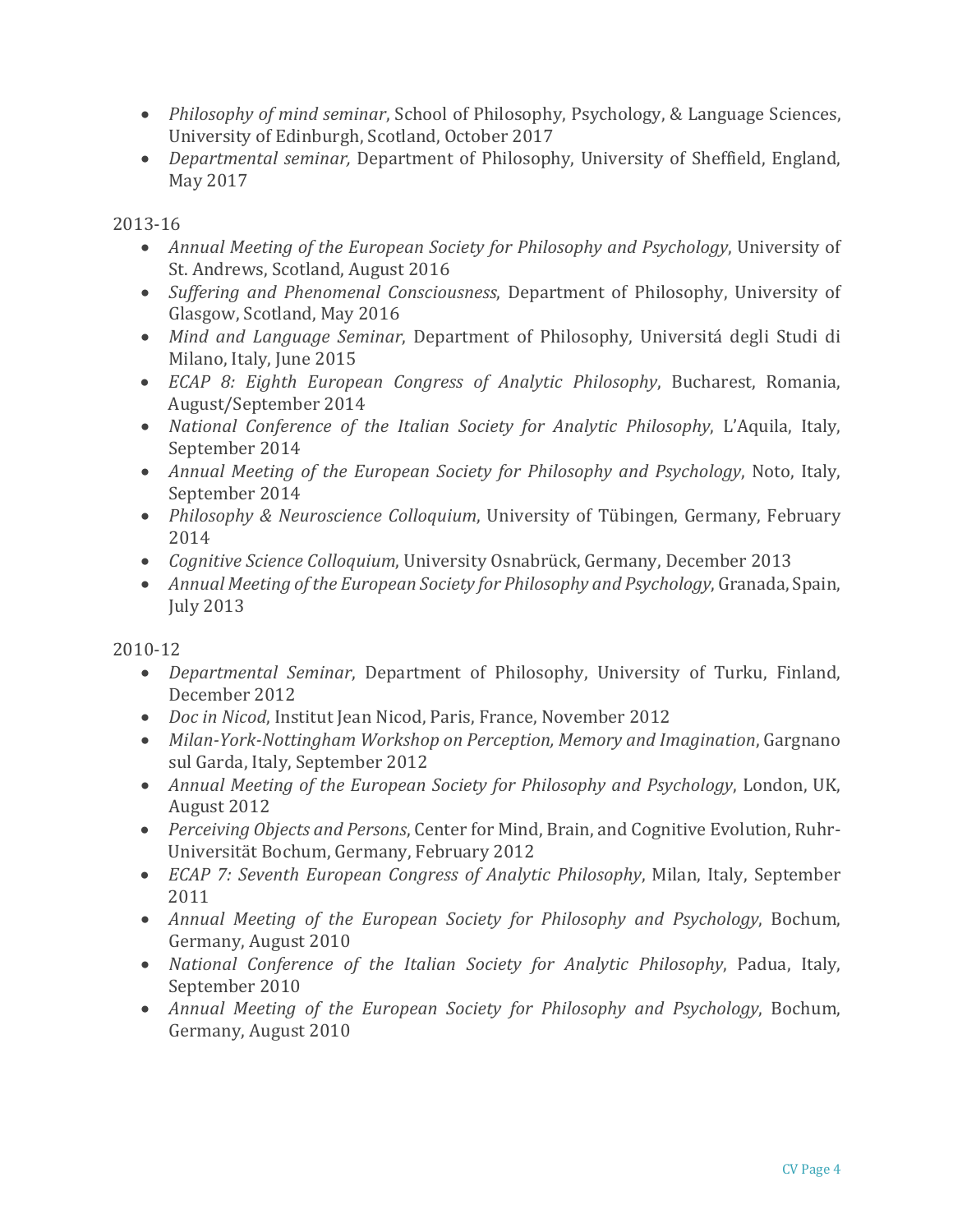- *Philosophy of mind seminar*, School of Philosophy, Psychology, & Language Sciences, University of Edinburgh, Scotland, October 2017
- *Departmental seminar,* Department of Philosophy, University of Sheffield, England, May 2017

2013-16

- *Annual Meeting of the European Society for Philosophy and Psychology*, University of St. Andrews, Scotland, August 2016
- *Suffering and Phenomenal Consciousness*, Department of Philosophy, University of Glasgow, Scotland, May 2016
- *Mind and Language Seminar*, Department of Philosophy, Universitá degli Studi di Milano, Italy, June 2015
- *ECAP 8: Eighth European Congress of Analytic Philosophy*, Bucharest, Romania, August/September 2014
- *National Conference of the Italian Society for Analytic Philosophy*, L'Aquila, Italy, September 2014
- *Annual Meeting of the European Society for Philosophy and Psychology*, Noto, Italy, September 2014
- *Philosophy & Neuroscience Colloquium*, University of Tübingen, Germany, February 2014
- *Cognitive Science Colloquium*, University Osnabrück, Germany, December 2013
- *Annual Meeting of the European Society for Philosophy and Psychology*, Granada, Spain, July 2013

2010-12

- *Departmental Seminar*, Department of Philosophy, University of Turku, Finland, December 2012
- *Doc in Nicod*, Institut Jean Nicod, Paris, France, November 2012
- *Milan-York-Nottingham Workshop on Perception, Memory and Imagination*, Gargnano sul Garda, Italy, September 2012
- *Annual Meeting of the European Society for Philosophy and Psychology*, London, UK, August 2012
- *Perceiving Objects and Persons*, Center for Mind, Brain, and Cognitive Evolution, Ruhr-Universität Bochum, Germany, February 2012
- *ECAP 7: Seventh European Congress of Analytic Philosophy*, Milan, Italy, September 2011
- *Annual Meeting of the European Society for Philosophy and Psychology*, Bochum, Germany, August 2010
- *National Conference of the Italian Society for Analytic Philosophy*, Padua, Italy, September 2010
- *Annual Meeting of the European Society for Philosophy and Psychology*, Bochum, Germany, August 2010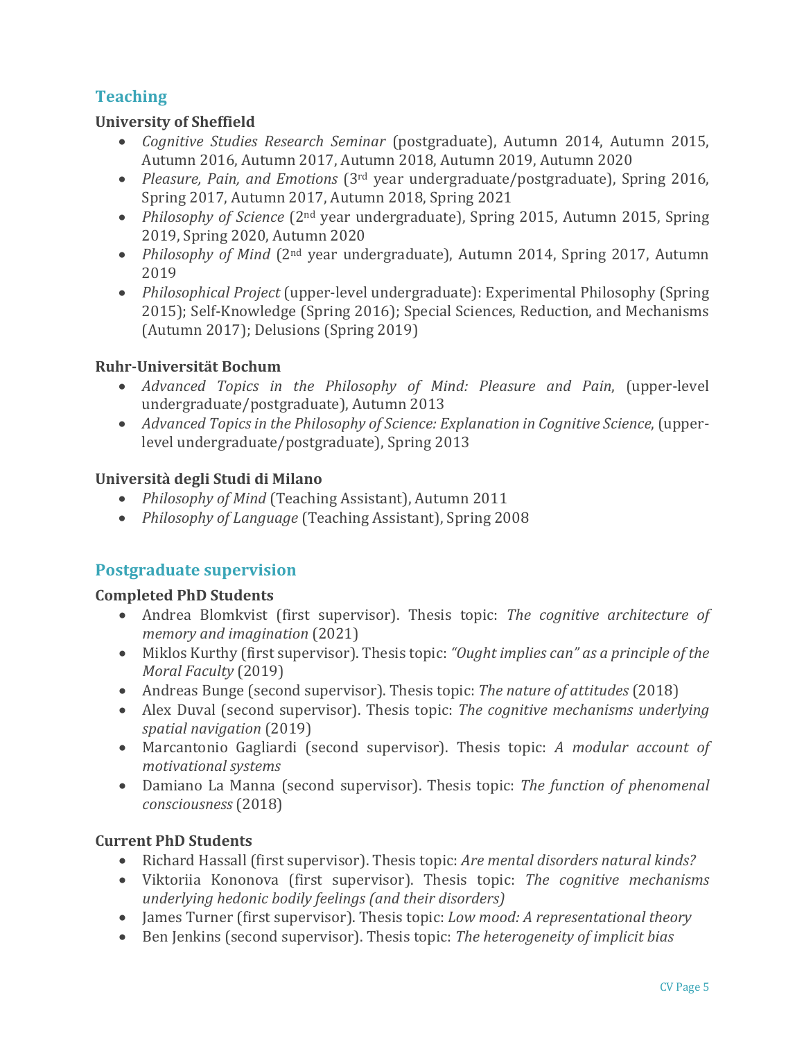## Teaching

### University of Sheffield

- *Cognitive Studies Research Seminar* (postgraduate), Autumn 2014, Autumn 2015, Autumn 2016, Autumn 2017, Autumn 2018, Autumn 2019, Autumn 2020
- *Pleasure, Pain, and Emotions* (3rd year undergraduate/postgraduate), Spring 2016, Spring 2017, Autumn 2017, Autumn 2018, Spring 2021
- *Philosophy of Science* (2nd year undergraduate), Spring 2015, Autumn 2015, Spring 2019, Spring 2020, Autumn 2020
- *Philosophy of Mind* (2nd year undergraduate), Autumn 2014, Spring 2017, Autumn 2019
- *Philosophical Project* (upper-level undergraduate): Experimental Philosophy (Spring 2015); Self-Knowledge (Spring 2016); Special Sciences, Reduction, and Mechanisms (Autumn 2017); Delusions (Spring 2019)

### Ruhr-Universität Bochum

- *Advanced Topics in the Philosophy of Mind: Pleasure and Pain*, (upper-level undergraduate/postgraduate), Autumn 2013
- *Advanced Topics in the Philosophy of Science: Explanation in Cognitive Science*, (upper-level undergraduate/postgraduate), Spring 2013

### Università degli Studi di Milano

- *Philosophy of Mind* (Teaching Assistant), Autumn 2011
- *Philosophy of Language* (Teaching Assistant), Spring 2008

## Postgraduate supervision

### Completed PhD Students

- Andrea Blomkvist (first supervisor). Thesis topic: *The cognitive architecture of memory and imagination* (2021)
- Miklos Kurthy (first supervisor). Thesis topic: *"Ought implies can" as a principle of the Moral Faculty* (2019)
- Andreas Bunge (second supervisor). Thesis topic: *The nature of attitudes* (2018)
- Alex Duval (second supervisor). Thesis topic: *The cognitive mechanisms underlying spatial navigation* (2019)
- Marcantonio Gagliardi (second supervisor). Thesis topic: *A modular account of motivational systems*
- Damiano La Manna (second supervisor). Thesis topic: *The function of phenomenal consciousness* (2018)

### Current PhD Students

- Richard Hassall (first supervisor). Thesis topic: *Are mental disorders natural kinds?*
- Viktoriia Kononova (first supervisor). Thesis topic: *The cognitive mechanisms underlying hedonic bodily feelings (and their disorders)*
- James Turner (first supervisor). Thesis topic: *Low mood: A representational theory*
- Ben Jenkins (second supervisor). Thesis topic: *The heterogeneity of implicit bias*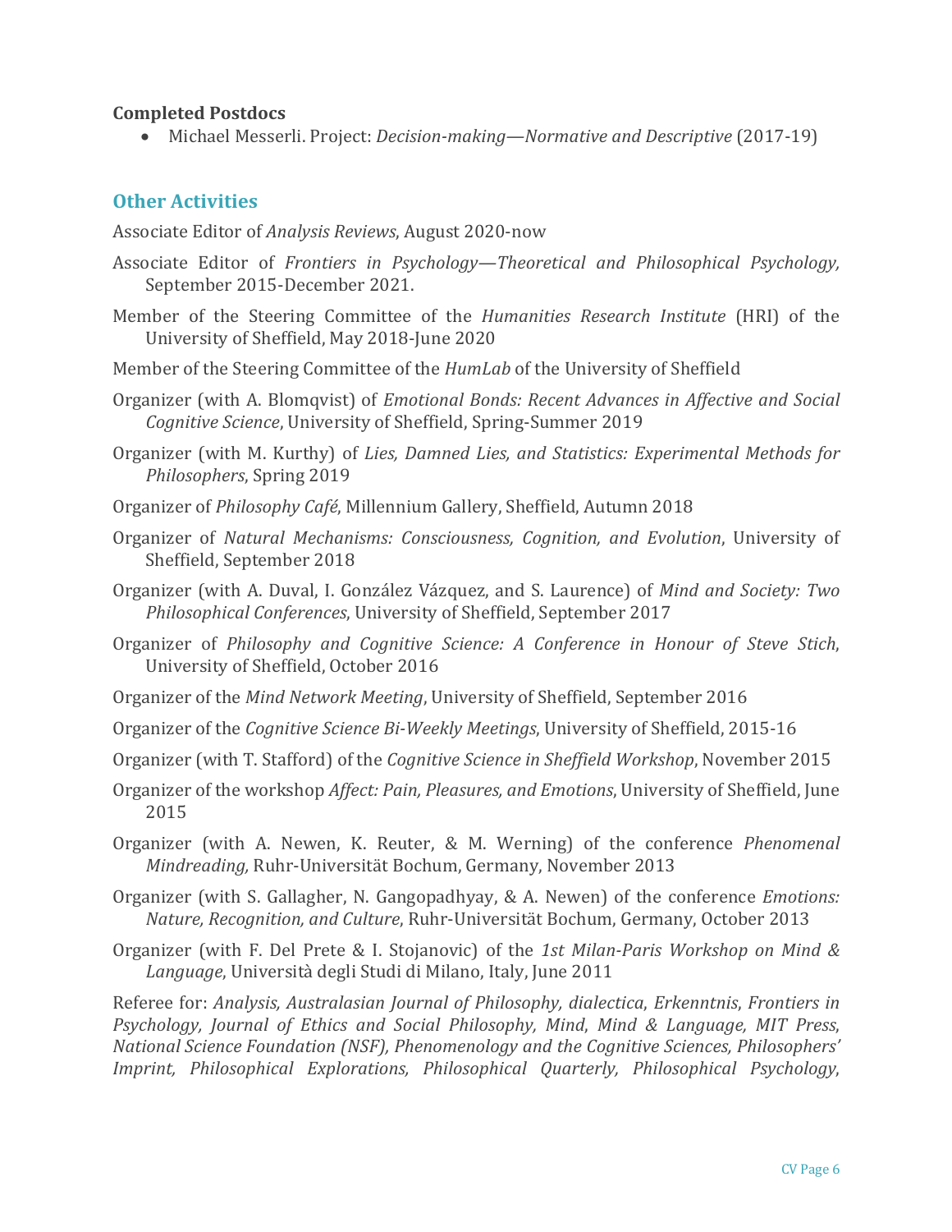**Completed Postdocs**

- Michael Messerli. Project: *Decision-making—Normative and Descriptive* (2017-19)

## Other Activities

Associate Editor of *Analysis Reviews*, August 2020-now

Associate Editor of *Frontiers in Psychology—Theoretical and Philosophical Psychology,* September 2015-December 2021.

Member of the Steering Committee of the *Humanities Research Institute* (HRI) of the University of Sheffield, May 2018-June 2020

Member of the Steering Committee of the *HumLab* of the University of Sheffield

Organizer (with A. Blomqvist) of *Emotional Bonds: Recent Advances in Affective and Social Cognitive Science*, University of Sheffield, Spring-Summer 2019

Organizer (with M. Kurthy) of *Lies, Damned Lies, and Statistics: Experimental Methods for Philosophers*, Spring 2019

Organizer of *Philosophy Café*, Millennium Gallery, Sheffield, Autumn 2018

Organizer of *Natural Mechanisms: Consciousness, Cognition, and Evolution*, University of Sheffield, September 2018

Organizer (with A. Duval, I. González Vázquez, and S. Laurence) of *Mind and Society: Two Philosophical Conferences*, University of Sheffield, September 2017

Organizer of *Philosophy and Cognitive Science: A Conference in Honour of Steve Stich*, University of Sheffield, October 2016

Organizer of the *Mind Network Meeting*, University of Sheffield, September 2016

Organizer of the *Cognitive Science Bi-Weekly Meetings*, University of Sheffield, 2015-16

Organizer (with T. Stafford) of the *Cognitive Science in Sheffield Workshop*, November 2015

Organizer of the workshop *Affect: Pain, Pleasures, and Emotions*, University of Sheffield, June 2015

Organizer (with A. Newen, K. Reuter, & M. Werning) of the conference *Phenomenal Mindreading,* Ruhr-Universität Bochum, Germany, November 2013

Organizer (with S. Gallagher, N. Gangopadhyay, & A. Newen) of the conference *Emotions: Nature, Recognition, and Culture*, Ruhr-Universität Bochum, Germany, October 2013

Organizer (with F. Del Prete & I. Stojanovic) of the *1st Milan-Paris Workshop on Mind & Language*, Università degli Studi di Milano, Italy, June 2011

Referee for: *Analysis, Australasian Journal of Philosophy, dialectica*, *Erkenntnis*, *Frontiers in Psychology, Journal of Ethics and Social Philosophy, Mind*, *Mind & Language, MIT Press, National Science Foundation (NSF), Phenomenology and the Cognitive Sciences, Philosophers' Imprint, Philosophical Explorations, Philosophical Quarterly, Philosophical Psychology*,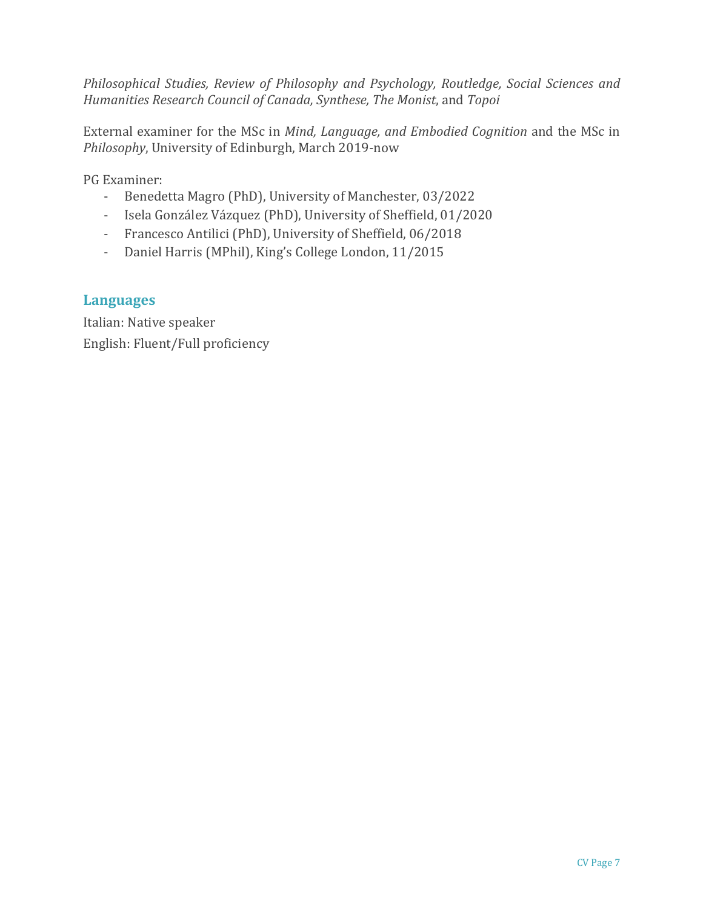*Philosophical Studies, Review of Philosophy and Psychology, Routledge, Social Sciences and Humanities Research Council of Canada, Synthese, The Monist*, and *Topoi*

External examiner for the MSc in *Mind, Language, and Embodied Cognition* and the MSc in *Philosophy*, University of Edinburgh, March 2019-now

PG Examiner:

- Benedetta Magro (PhD), University of Manchester, 03/2022
- Isela González Vázquez (PhD), University of Sheffield, 01/2020
- Francesco Antilici (PhD), University of Sheffield, 06/2018
- Daniel Harris (MPhil), King's College London, 11/2015

## Languages

Italian: Native speaker

English: Fluent/Full proficiency